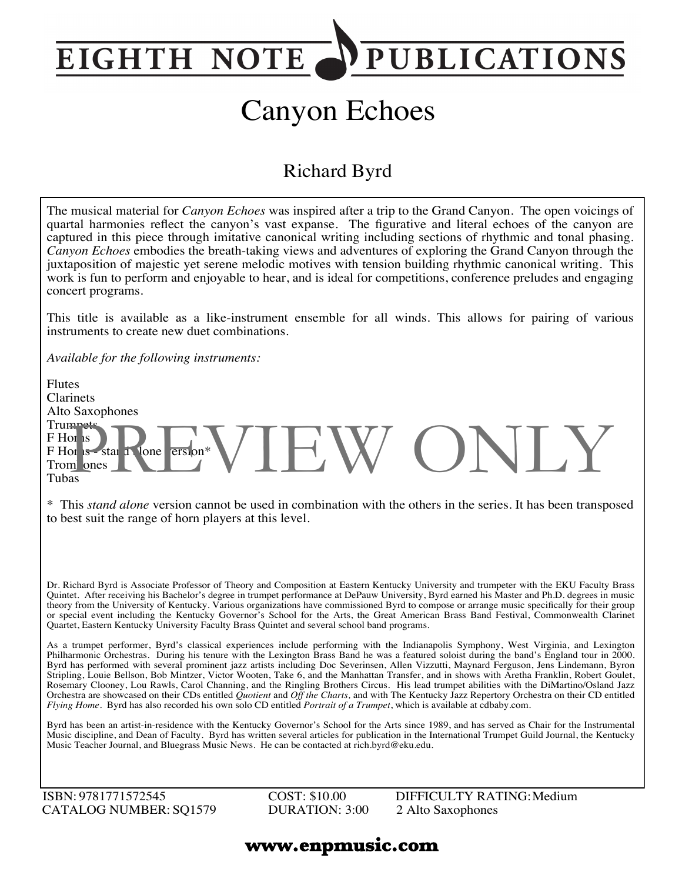# EIGHTH NOTE PUBLICATIONS

# Canyon Echoes

## Richard Byrd

The musical material for *Canyon Echoes* was inspired after a trip to the Grand Canyon. The open voicings of quartal harmonies reflect the canyon's vast expanse. The figurative and literal echoes of the canyon are captured in this piece through imitative canonical writing including sections of rhythmic and tonal phasing. *Canyon Echoes* embodies the breath-taking views and adventures of exploring the Grand Canyon through the juxtaposition of majestic yet serene melodic motives with tension building rhythmic canonical writing. This work is fun to perform and enjoyable to hear, and is ideal for competitions, conference preludes and engaging concert programs.

This title is available as a like-instrument ensemble for all winds. This allows for pairing of various instruments to create new duet combinations.

*Available for the following instruments:*

Flutes
Clarinets
Alto Saxophones
Trumpets
F Horns
F Horns - stand alone version*
Trombones
Tubas

PREVIEW ONLY

\* This *stand alone* version cannot be used in combination with the others in the series. It has been transposed to best suit the range of horn players at this level.

Dr. Richard Byrd is Associate Professor of Theory and Composition at Eastern Kentucky University and trumpeter with the EKU Faculty Brass Quintet. After receiving his Bachelor's degree in trumpet performance at DePauw University, Byrd earned his Master and Ph.D. degrees in music theory from the University of Kentucky. Various organizations have commissioned Byrd to compose or arrange music specifically for their group or special event including the Kentucky Governor's School for the Arts, the Great American Brass Band Festival, Commonwealth Clarinet Quartet, Eastern Kentucky University Faculty Brass Quintet and several school band programs.

As a trumpet performer, Byrd's classical experiences include performing with the Indianapolis Symphony, West Virginia, and Lexington Philharmonic Orchestras. During his tenure with the Lexington Brass Band he was a featured soloist during the band's England tour in 2000. Byrd has performed with several prominent jazz artists including Doc Severinsen, Allen Vizzutti, Maynard Ferguson, Jens Lindemann, Byron Stripling, Louie Bellson, Bob Mintzer, Victor Wooten, Take 6, and the Manhattan Transfer, and in shows with Aretha Franklin, Robert Goulet, Rosemary Clooney, Lou Rawls, Carol Channing, and the Ringling Brothers Circus. His lead trumpet abilities with the DiMartino/Osland Jazz Orchestra are showcased on their CDs entitled *Quotient* and *Off the Charts,* and with The Kentucky Jazz Repertory Orchestra on their CD entitled *Flying Home*. Byrd has also recorded his own solo CD entitled *Portrait of a Trumpet*, which is available at cdbaby.com.

Byrd has been an artist-in-residence with the Kentucky Governor's School for the Arts since 1989, and has served as Chair for the Instrumental Music discipline, and Dean of Faculty. Byrd has written several articles for publication in the International Trumpet Guild Journal, the Kentucky Music Teacher Journal, and Bluegrass Music News. He can be contacted at rich.byrd@eku.edu.

ISBN: 9781771572545
CATALOG NUMBER: SQ1579
COST: $10.00
DURATION: 3:00
DIFFICULTY RATING: Medium
2 Alto Saxophones

**www.enpmusic.com**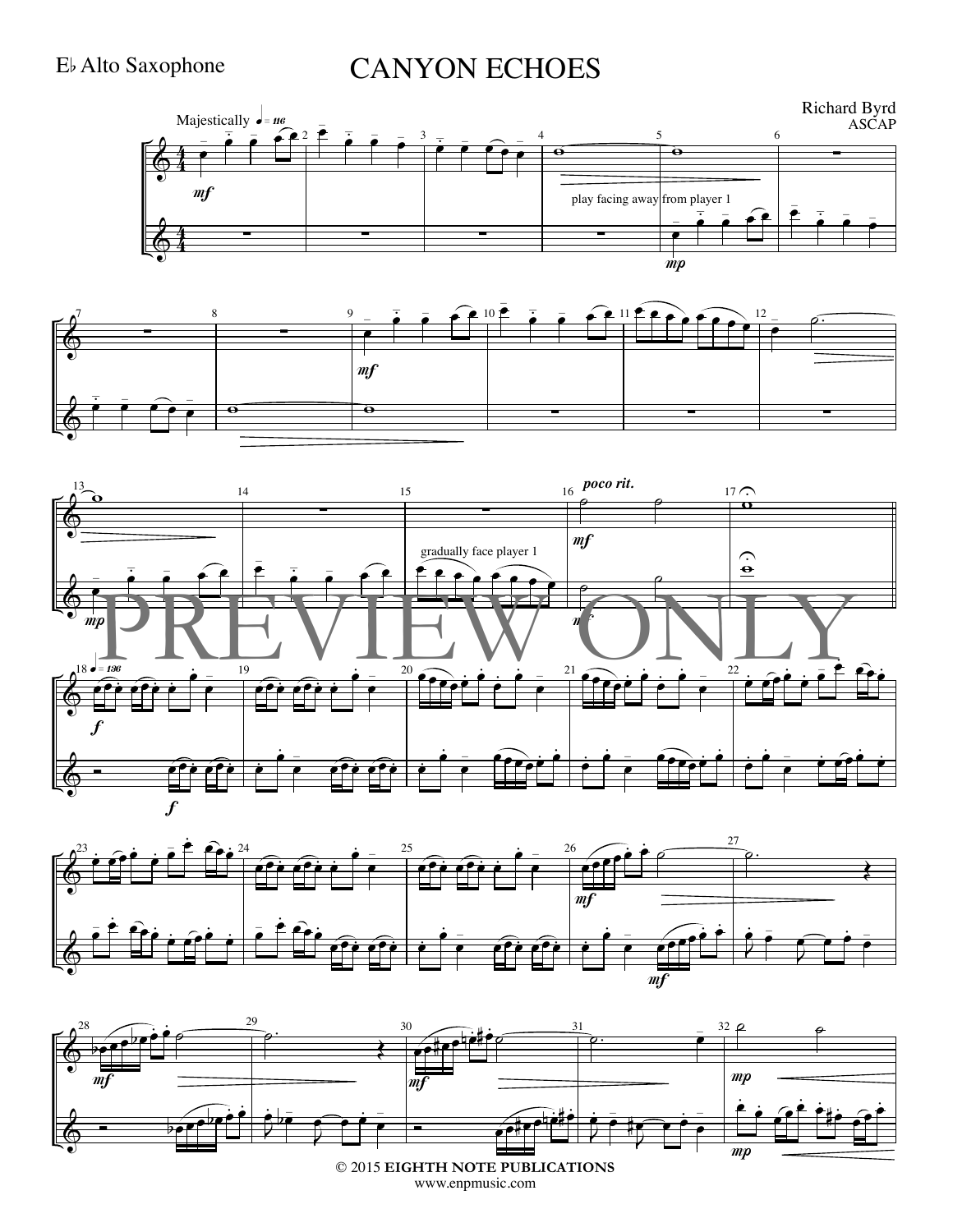E♭ Alto Saxophone

# CANYON ECHOES

Richard Byrd
ASCAP

Majestically ♩ = 116

*mf*

play facing away from player 1

*mp*

*mf*

*mp*

gradually face player 1

*poco rit.*

*mf*

♩ = 136

*f*

*f*

*mf*

*mf*

*mf*

*mf*

*mf*

*mf*

*mp*

*mp*

PREVIEW ONLY

© 2015 EIGHTH NOTE PUBLICATIONS
www.enpmusic.com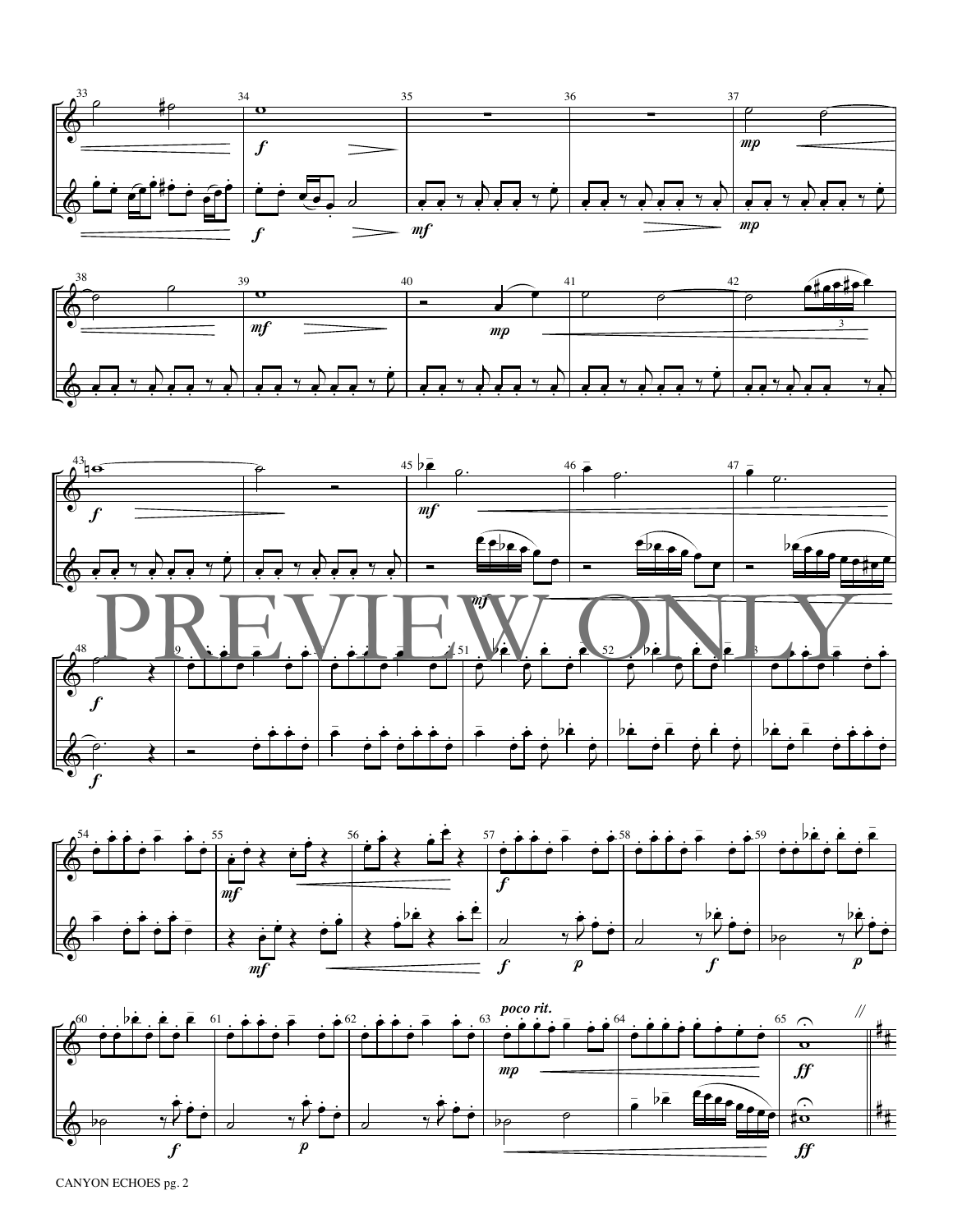PREVIEW ONLY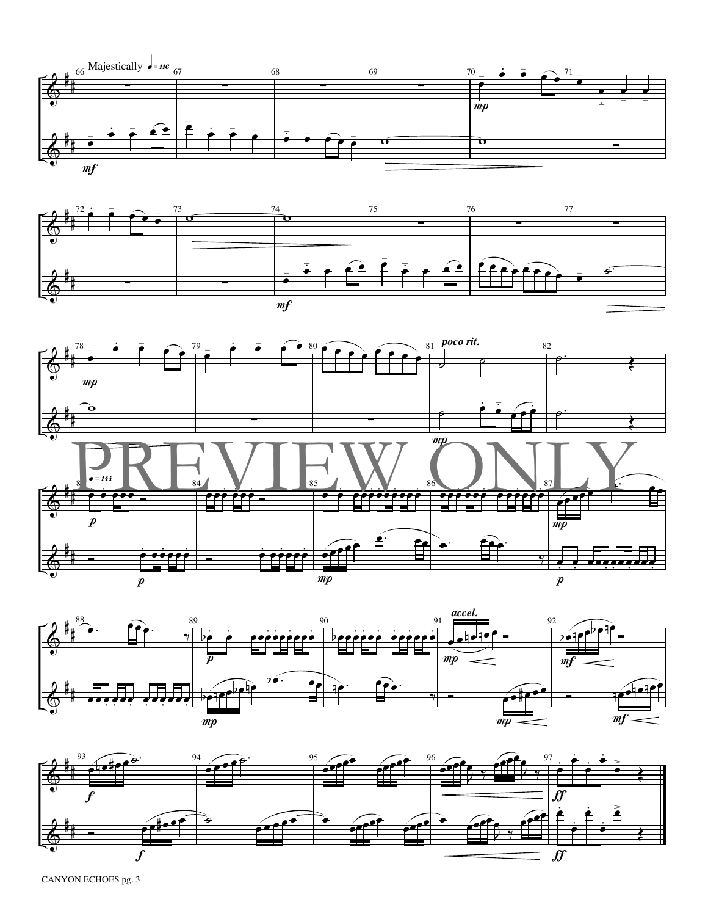Majestically ♩= 116

PREVIEW ONLY